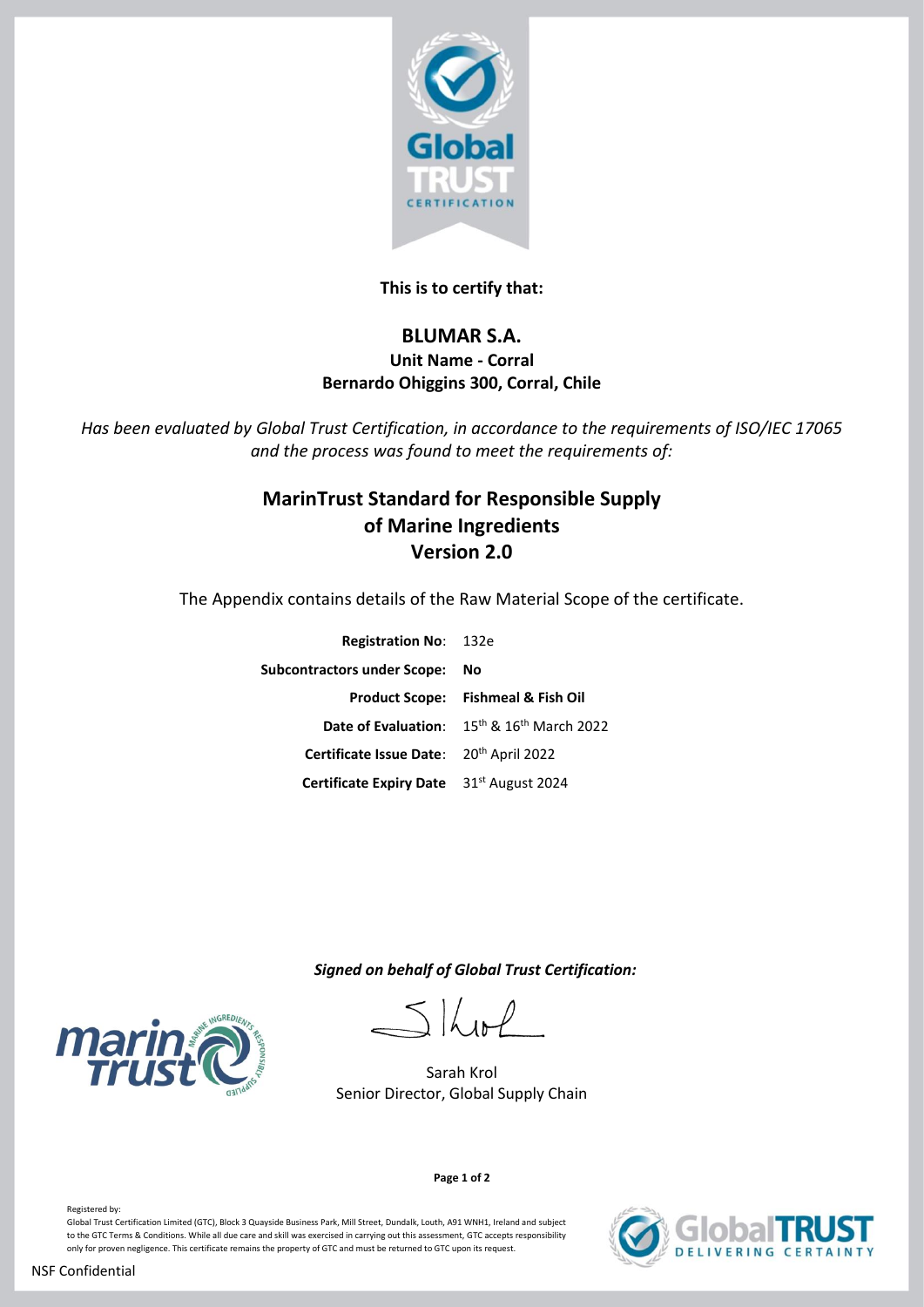**This is to certify that:**

## BLUMAR S.A.

**Unit Name - Corral**

**Bernardo Ohiggins 300, Corral, Chile**

*Has been evaluated by Global Trust Certification, in accordance to the requirements of ISO/IEC 17065 and the process was found to meet the requirements of:*

# MarinTrust Standard for Responsible Supply of Marine Ingredients Version 2.0

The Appendix contains details of the Raw Material Scope of the certificate.

| | |
|---|---|
| **Registration No**: | 132e |
| **Subcontractors under Scope:** | **No** |
| **Product Scope:** | **Fishmeal & Fish Oil** |
| **Date of Evaluation**: | 15th & 16th March 2022 |
| **Certificate Issue Date**: | 20th April 2022 |
| **Certificate Expiry Date** | 31st August 2024 |

***Signed on behalf of Global Trust Certification:***

Sarah Krol
Senior Director, Global Supply Chain

Registered by:
Global Trust Certification Limited (GTC), Block 3 Quayside Business Park, Mill Street, Dundalk, Louth, A91 WNH1, Ireland and subject to the GTC Terms & Conditions. While all due care and skill was exercised in carrying out this assessment, GTC accepts responsibility only for proven negligence. This certificate remains the property of GTC and must be returned to GTC upon its request.

NSF Confidential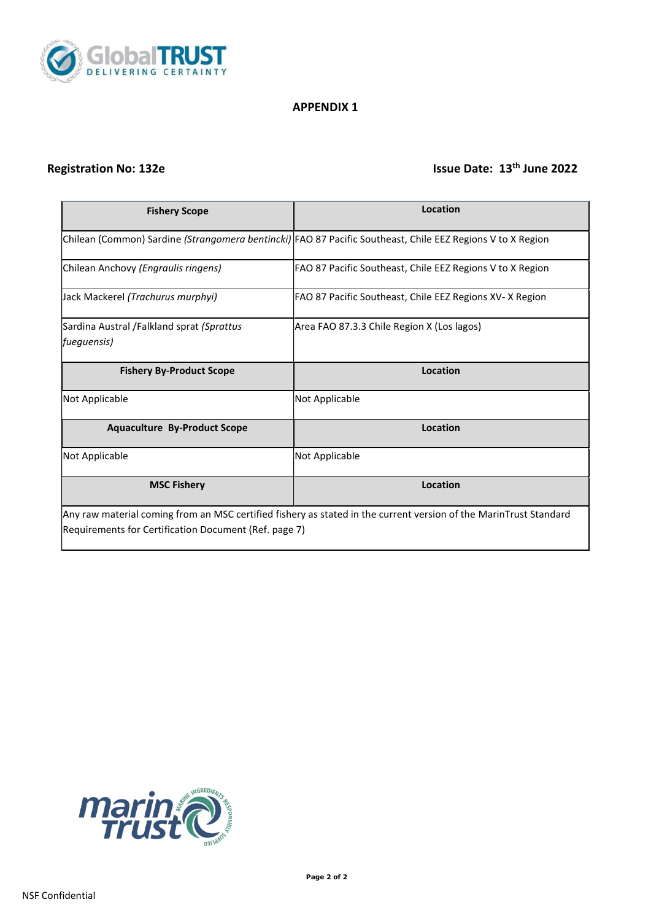**APPENDIX 1**

**Registration No: 132e** 

**Issue Date: 13th June 2022**

| Fishery Scope | Location |
|---|---|
| Chilean (Common) Sardine *(Strangomera bentincki)* | FAO 87 Pacific Southeast, Chile EEZ Regions V to X Region |
| Chilean Anchovy *(Engraulis ringens)* | FAO 87 Pacific Southeast, Chile EEZ Regions V to X Region |
| Jack Mackerel *(Trachurus murphyi)* | FAO 87 Pacific Southeast, Chile EEZ Regions XV- X Region |
| Sardina Austral /Falkland sprat *(Sprattus fueguensis)* | Area FAO 87.3.3 Chile Region X (Los lagos) |
| **Fishery By-Product Scope** | **Location** |
| Not Applicable | Not Applicable |
| **Aquaculture By-Product Scope** | **Location** |
| Not Applicable | Not Applicable |
| **MSC Fishery** | **Location** |
| Any raw material coming from an MSC certified fishery as stated in the current version of the MarinTrust Standard Requirements for Certification Document (Ref. page 7) | |

NSF Confidential